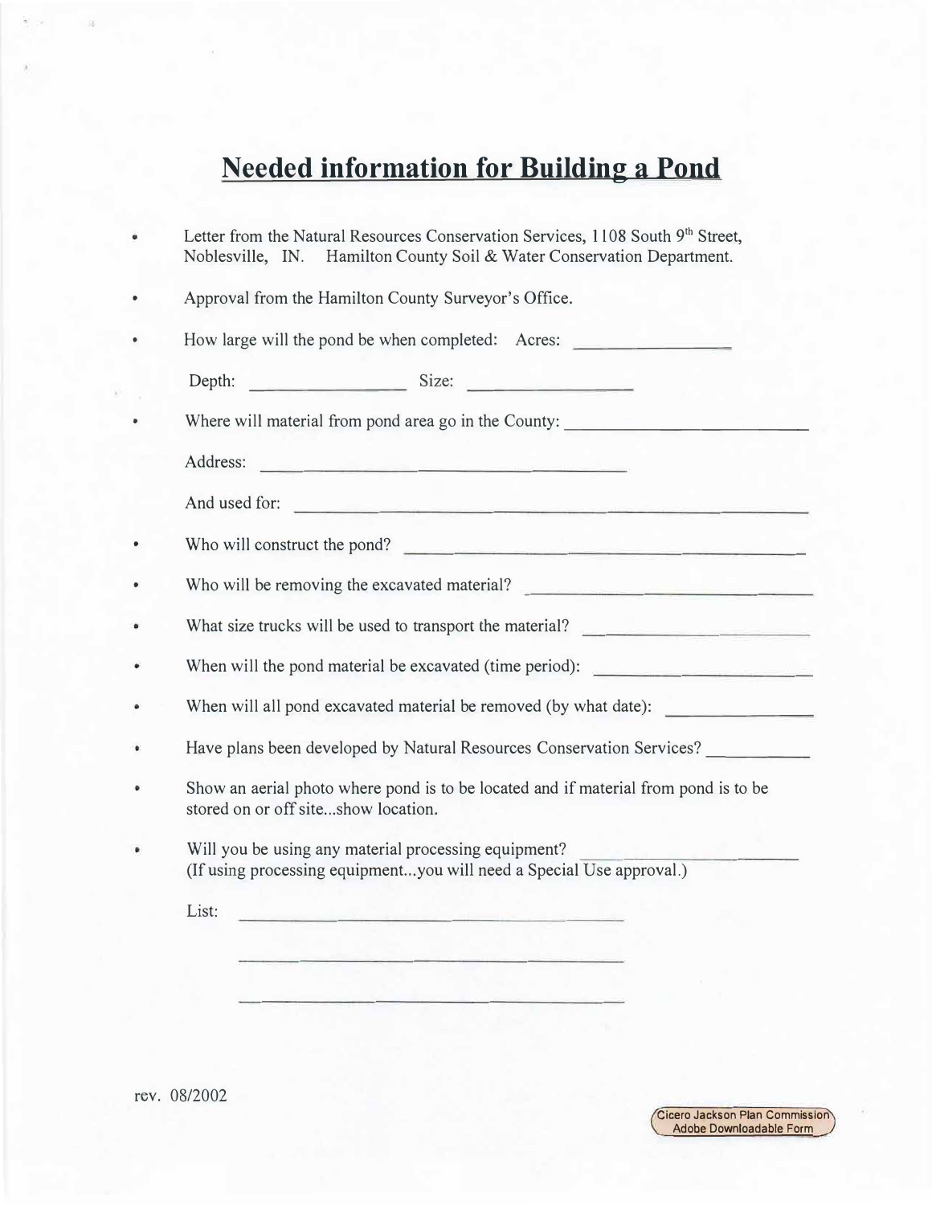# Needed information for Building a Pond

- Letter from the Natural Resources Conservation Services, 1108 South 9th Street, Noblesville, IN. Hamilton County Soil & Water Conservation Department.
- Approval from the Hamilton County Surveyor's Office.
- How large will the pond be when completed: Acres: \_\_\_\_\_\_\_\_\_\_\_\_\_\_\_\_

  Depth: \_\_\_\_\_\_\_\_\_\_\_\_\_\_\_\_ Size: \_\_\_\_\_\_\_\_\_\_\_\_\_\_\_\_
- Where will material from pond area go in the County: \_\_\_\_\_\_\_\_\_\_\_\_\_\_\_\_\_\_\_\_\_\_\_\_

  Address: \_\_\_\_\_\_\_\_\_\_\_\_\_\_\_\_\_\_\_\_\_\_\_\_\_\_\_\_\_\_\_\_\_\_\_\_

  And used for: \_\_\_\_\_\_\_\_\_\_\_\_\_\_\_\_\_\_\_\_\_\_\_\_\_\_\_\_\_\_\_\_\_\_\_\_\_\_\_\_\_\_\_\_
- Who will construct the pond? \_\_\_\_\_\_\_\_\_\_\_\_\_\_\_\_\_\_\_\_\_\_\_\_\_\_\_\_\_\_\_\_\_\_\_\_\_\_
- Who will be removing the excavated material? \_\_\_\_\_\_\_\_\_\_\_\_\_\_\_\_\_\_\_\_\_\_\_\_
- What size trucks will be used to transport the material? \_\_\_\_\_\_\_\_\_\_\_\_\_\_\_\_\_\_\_\_
- When will the pond material be excavated (time period): \_\_\_\_\_\_\_\_\_\_\_\_\_\_\_\_\_\_\_\_
- When will all pond excavated material be removed (by what date): \_\_\_\_\_\_\_\_\_\_\_\_\_\_
- Have plans been developed by Natural Resources Conservation Services? \_\_\_\_\_\_\_\_\_\_
- Show an aerial photo where pond is to be located and if material from pond is to be stored on or off site...show location.
- Will you be using any material processing equipment? \_\_\_\_\_\_\_\_\_\_\_\_\_\_\_\_\_\_\_\_
  (If using processing equipment...you will need a Special Use approval.)

  List: \_\_\_\_\_\_\_\_\_\_\_\_\_\_\_\_\_\_\_\_\_\_\_\_\_\_\_\_\_\_\_\_\_\_\_\_

  \_\_\_\_\_\_\_\_\_\_\_\_\_\_\_\_\_\_\_\_\_\_\_\_\_\_\_\_\_\_\_\_\_\_\_\_

  \_\_\_\_\_\_\_\_\_\_\_\_\_\_\_\_\_\_\_\_\_\_\_\_\_\_\_\_\_\_\_\_\_\_\_\_

rev. 08/2002

Cicero Jackson Plan Commission
Adobe Downloadable Form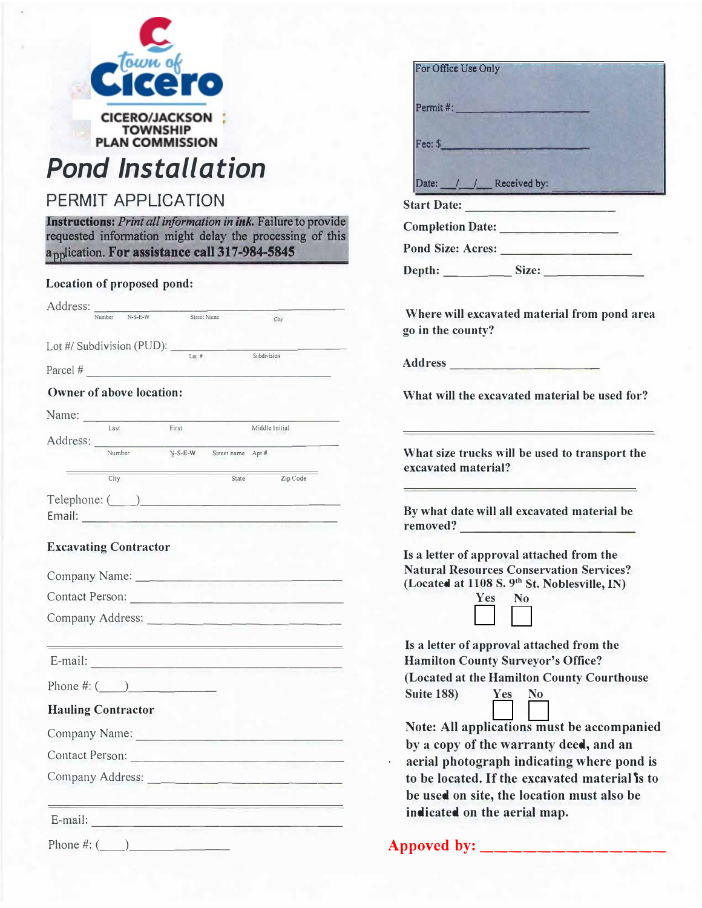Town of Cicero
CICERO/JACKSON TOWNSHIP PLAN COMMISSION

# Pond Installation

## PERMIT APPLICATION

**Instructions:** *Print all information in ink.* Failure to provide requested information might delay the processing of this application. **For assistance call 317-984-5845**

**Location of proposed pond:**

Address: ______________________________________
Number N-S-E-W Street Name City

Lot #/ Subdivision (PUD): ______________________________
Lot # Subdivision

Parcel # ______________________________________

**Owner of above location:**

Name: ______________________________________
Last First Middle Initial

Address: ______________________________________
Number N-S-E-W Street name Apt #

______________________________________
City State Zip Code

Telephone: (___)______________________________

Email: ______________________________________

**Excavating Contractor**

Company Name: ______________________________

Contact Person: ______________________________

Company Address: ______________________________

______________________________________

E-mail: ______________________________________

Phone #: (___)______________

**Hauling Contractor**

Company Name: ______________________________

Contact Person: ______________________________

Company Address: ______________________________

______________________________________

E-mail: ______________________________________

Phone #: (___)______________

| For Office Use Only |
|---|
| Permit #: ______________ |
| Fee: $______________ |
| Date: ___/___/___ Received by: ______________ |

**Start Date:** ______________________

**Completion Date:** ______________________

**Pond Size: Acres:** ______________________

**Depth:** __________ **Size:** ______________

**Where will excavated material from pond area go in the county?**

**Address** ______________________

**What will the excavated material be used for?**

______________________________________

**What size trucks will be used to transport the excavated material?**

______________________________________

**By what date will all excavated material be removed?** ______________________

**Is a letter of approval attached from the Natural Resources Conservation Services? (Located at 1108 S. 9th St. Noblesville, IN)**

Yes ☐ No ☐

**Is a letter of approval attached from the Hamilton County Surveyor's Office? (Located at the Hamilton County Courthouse Suite 188)**

Yes ☐ No ☐

**Note: All applications must be accompanied by a copy of the warranty deed, and an aerial photograph indicating where pond is to be located. If the excavated material is to be used on site, the location must also be indicated on the aerial map.**

**Appoved by: ______________________**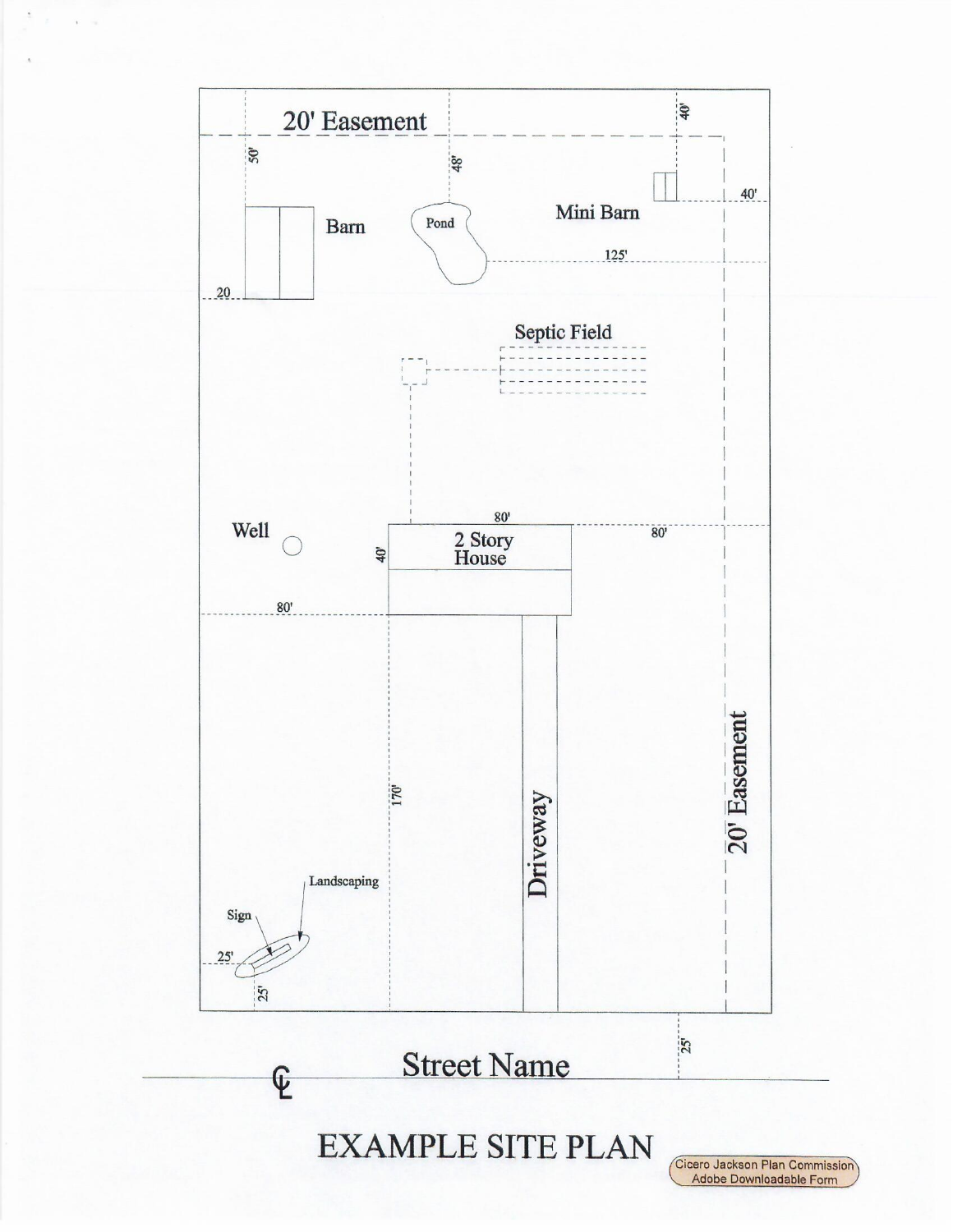20' Easement

50'

48'

40'

40'

Barn

Pond

Mini Barn

125'

20

Septic Field

Well

80'

2 Story House

40'

80'

80'

170'

Driveway

20' Easement

Landscaping

Sign

25'

25'

25'

Street Name

℄

# EXAMPLE SITE PLAN

Cicero Jackson Plan Commission
Adobe Downloadable Form